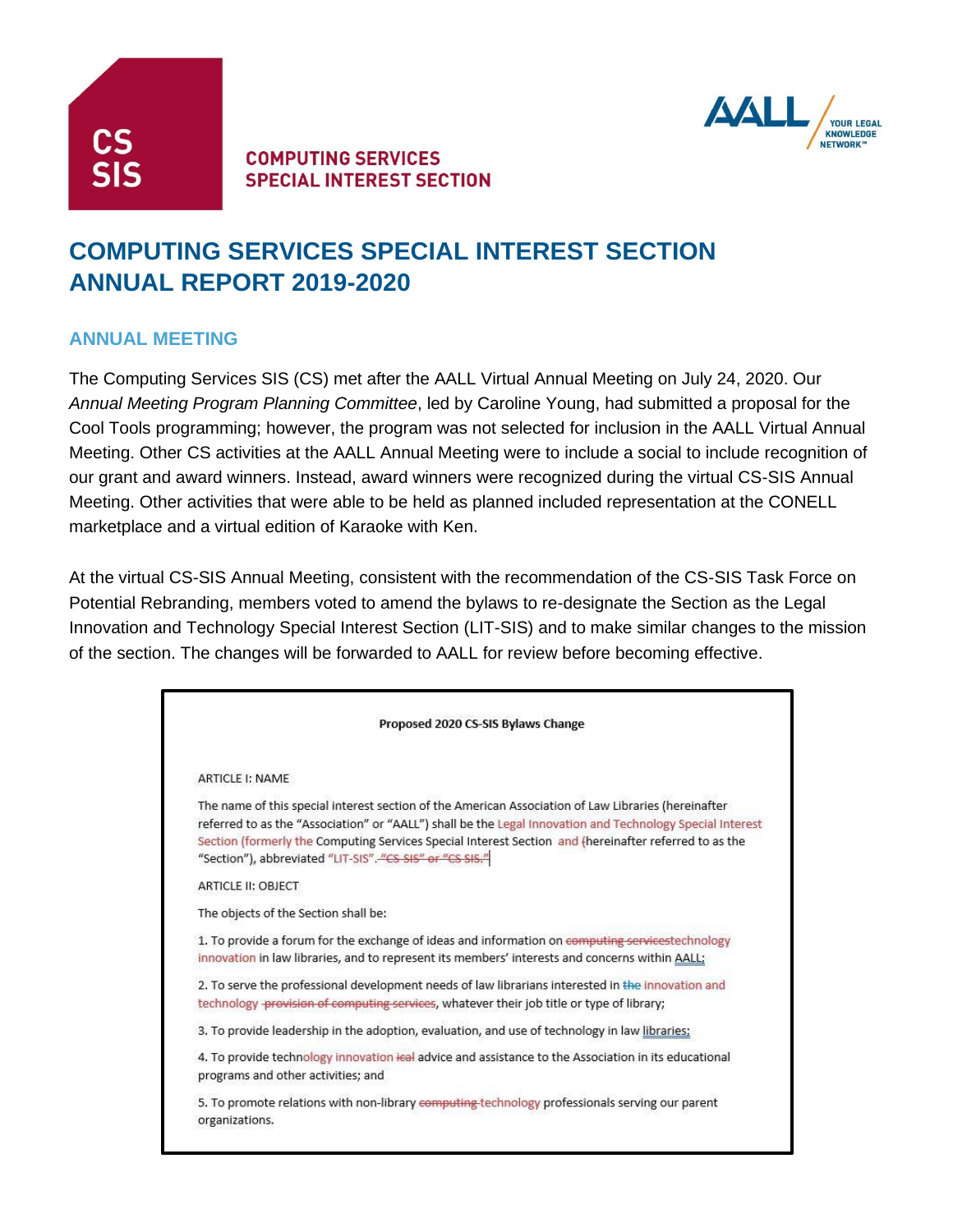CS SIS

COMPUTING SERVICES SPECIAL INTEREST SECTION

AALL YOUR LEGAL KNOWLEDGE NETWORK™

# COMPUTING SERVICES SPECIAL INTEREST SECTION ANNUAL REPORT 2019-2020

## ANNUAL MEETING

The Computing Services SIS (CS) met after the AALL Virtual Annual Meeting on July 24, 2020. Our *Annual Meeting Program Planning Committee*, led by Caroline Young, had submitted a proposal for the Cool Tools programming; however, the program was not selected for inclusion in the AALL Virtual Annual Meeting. Other CS activities at the AALL Annual Meeting were to include a social to include recognition of our grant and award winners. Instead, award winners were recognized during the virtual CS-SIS Annual Meeting. Other activities that were able to be held as planned included representation at the CONELL marketplace and a virtual edition of Karaoke with Ken.

At the virtual CS-SIS Annual Meeting, consistent with the recommendation of the CS-SIS Task Force on Potential Rebranding, members voted to amend the bylaws to re-designate the Section as the Legal Innovation and Technology Special Interest Section (LIT-SIS) and to make similar changes to the mission of the section. The changes will be forwarded to AALL for review before becoming effective.

**Proposed 2020 CS-SIS Bylaws Change**

ARTICLE I: NAME

The name of this special interest section of the American Association of Law Libraries (hereinafter referred to as the "Association" or "AALL") shall be the Legal Innovation and Technology Special Interest Section (formerly the Computing Services Special Interest Section and (hereinafter referred to as the "Section"), abbreviated "LIT-SIS". ~~"CS-SIS" or "CS SIS."~~

ARTICLE II: OBJECT

The objects of the Section shall be:

1. To provide a forum for the exchange of ideas and information on ~~computing services~~technology innovation in law libraries, and to represent its members' interests and concerns within AALL;

2. To serve the professional development needs of law librarians interested in ~~the~~ innovation and technology ~~provision of computing services~~, whatever their job title or type of library;

3. To provide leadership in the adoption, evaluation, and use of technology in law libraries;

4. To provide technology innovation ~~ical~~ advice and assistance to the Association in its educational programs and other activities; and

5. To promote relations with non-library ~~computing~~ technology professionals serving our parent organizations.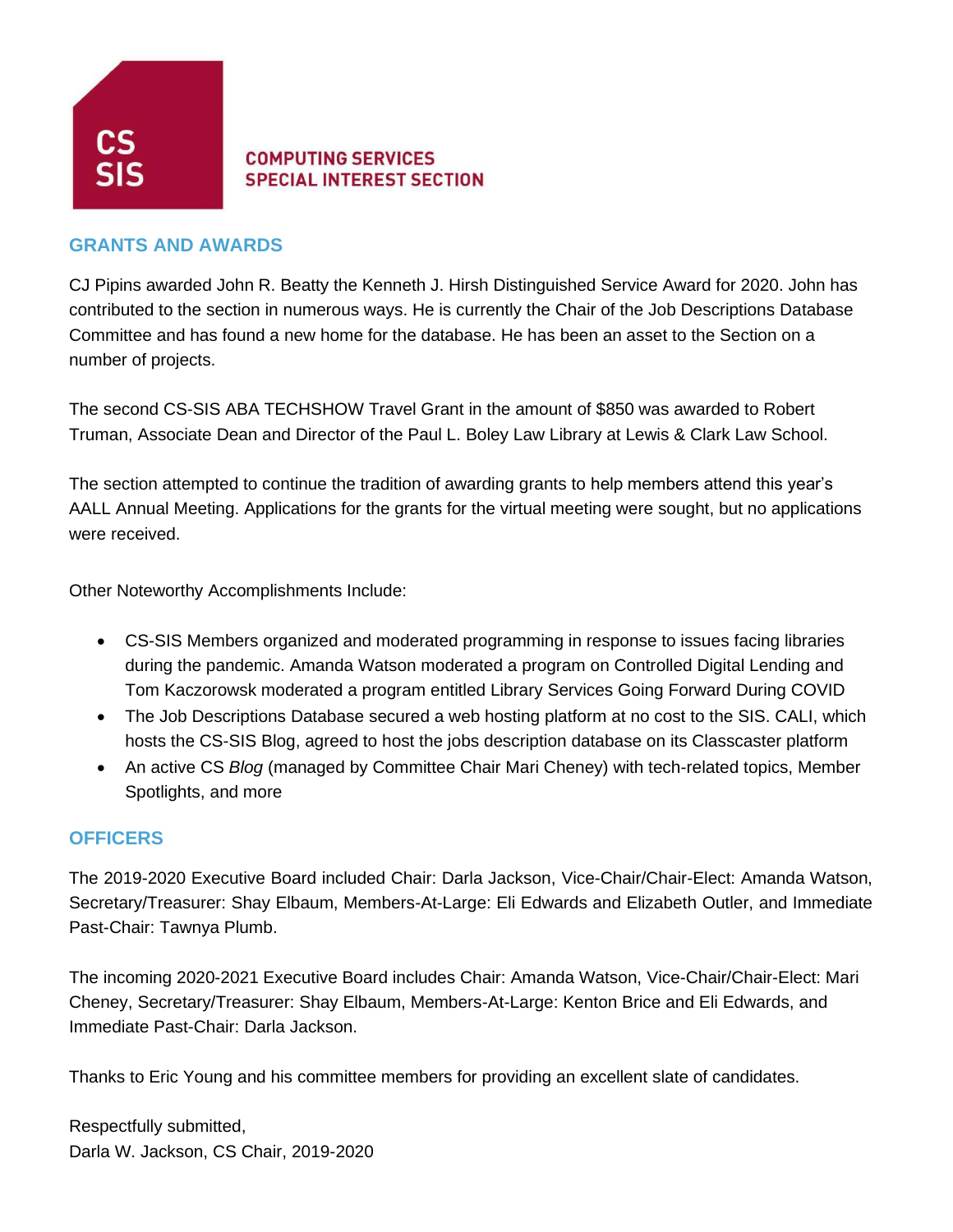CS SIS

COMPUTING SERVICES
SPECIAL INTEREST SECTION

## GRANTS AND AWARDS

CJ Pipins awarded John R. Beatty the Kenneth J. Hirsh Distinguished Service Award for 2020. John has contributed to the section in numerous ways. He is currently the Chair of the Job Descriptions Database Committee and has found a new home for the database. He has been an asset to the Section on a number of projects.

The second CS-SIS ABA TECHSHOW Travel Grant in the amount of $850 was awarded to Robert Truman, Associate Dean and Director of the Paul L. Boley Law Library at Lewis & Clark Law School.

The section attempted to continue the tradition of awarding grants to help members attend this year's AALL Annual Meeting. Applications for the grants for the virtual meeting were sought, but no applications were received.

Other Noteworthy Accomplishments Include:

- CS-SIS Members organized and moderated programming in response to issues facing libraries during the pandemic. Amanda Watson moderated a program on Controlled Digital Lending and Tom Kaczorowsk moderated a program entitled Library Services Going Forward During COVID
- The Job Descriptions Database secured a web hosting platform at no cost to the SIS. CALI, which hosts the CS-SIS Blog, agreed to host the jobs description database on its Classcaster platform
- An active CS *Blog* (managed by Committee Chair Mari Cheney) with tech-related topics, Member Spotlights, and more

## OFFICERS

The 2019-2020 Executive Board included Chair: Darla Jackson, Vice-Chair/Chair-Elect: Amanda Watson, Secretary/Treasurer: Shay Elbaum, Members-At-Large: Eli Edwards and Elizabeth Outler, and Immediate Past-Chair: Tawnya Plumb.

The incoming 2020-2021 Executive Board includes Chair: Amanda Watson, Vice-Chair/Chair-Elect: Mari Cheney, Secretary/Treasurer: Shay Elbaum, Members-At-Large: Kenton Brice and Eli Edwards, and Immediate Past-Chair: Darla Jackson.

Thanks to Eric Young and his committee members for providing an excellent slate of candidates.

Respectfully submitted,
Darla W. Jackson, CS Chair, 2019-2020